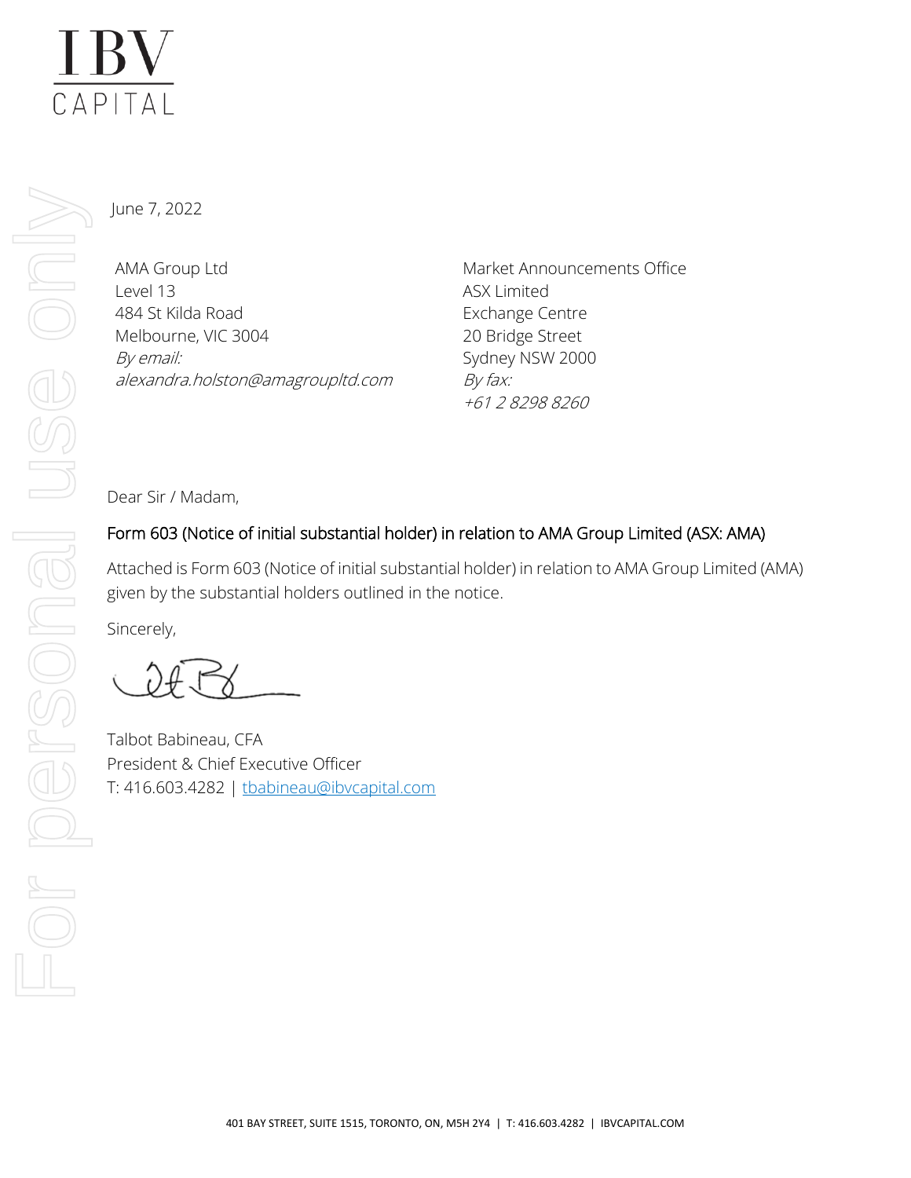IBV
CAPITAL

June 7, 2022

AMA Group Ltd
Level 13
484 St Kilda Road
Melbourne, VIC 3004
*By email:*
*alexandra.holston@amagroupltd.com*

Market Announcements Office
ASX Limited
Exchange Centre
20 Bridge Street
Sydney NSW 2000
*By fax:*
*+61 2 8298 8260*

Dear Sir / Madam,

## Form 603 (Notice of initial substantial holder) in relation to AMA Group Limited (ASX: AMA)

Attached is Form 603 (Notice of initial substantial holder) in relation to AMA Group Limited (AMA) given by the substantial holders outlined in the notice.

Sincerely,

Talbot Babineau, CFA
President & Chief Executive Officer
T: 416.603.4282 | tbabineau@ibvcapital.com

401 BAY STREET, SUITE 1515, TORONTO, ON, M5H 2Y4 | T: 416.603.4282 | IBVCAPITAL.COM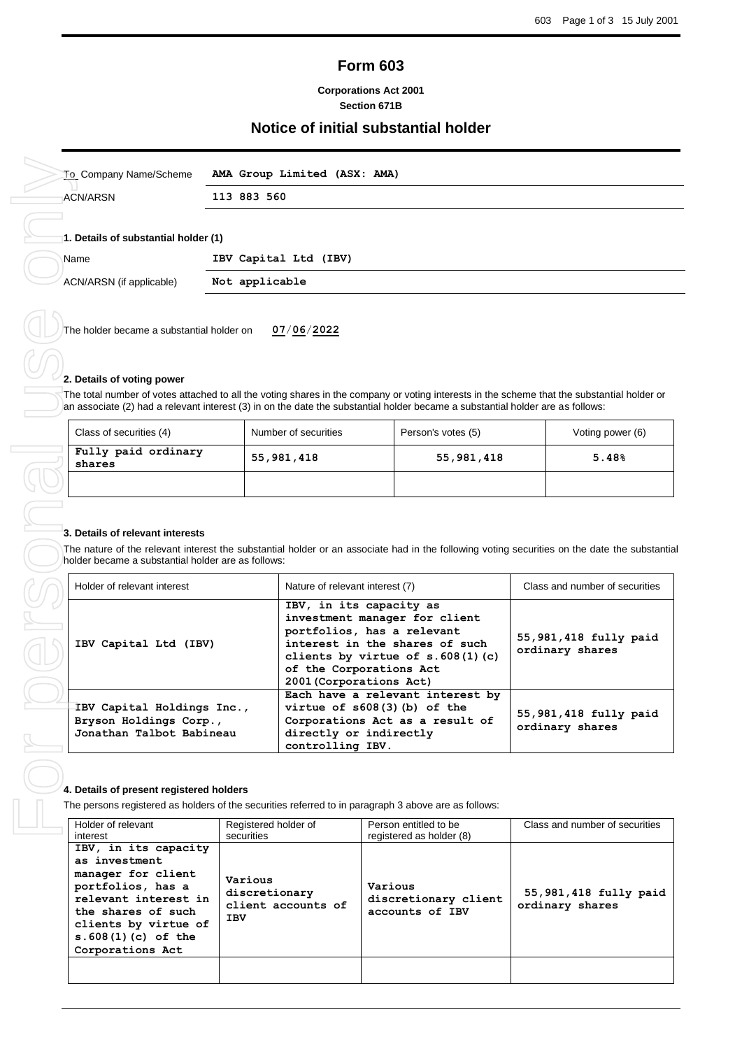# Form 603

**Corporations Act 2001**
**Section 671B**

## Notice of initial substantial holder

| To Company Name/Scheme | **AMA Group Limited (ASX: AMA)** |
|---|---|
| ACN/ARSN | **113 883 560** |

### 1. Details of substantial holder (1)

| Name | **IBV Capital Ltd (IBV)** |
|---|---|
| ACN/ARSN (if applicable) | **Not applicable** |

The holder became a substantial holder on **07/06/2022**

### 2. Details of voting power

The total number of votes attached to all the voting shares in the company or voting interests in the scheme that the substantial holder or an associate (2) had a relevant interest (3) in on the date the substantial holder became a substantial holder are as follows:

| Class of securities (4) | Number of securities | Person's votes (5) | Voting power (6) |
|---|---|---|---|
| **Fully paid ordinary shares** | **55,981,418** | **55,981,418** | **5.48%** |
| | | | |

### 3. Details of relevant interests

The nature of the relevant interest the substantial holder or an associate had in the following voting securities on the date the substantial holder became a substantial holder are as follows:

| Holder of relevant interest | Nature of relevant interest (7) | Class and number of securities |
|---|---|---|
| **IBV Capital Ltd (IBV)** | **IBV, in its capacity as investment manager for client portfolios, has a relevant interest in the shares of such clients by virtue of s.608(1)(c) of the Corporations Act 2001(Corporations Act)** | **55,981,418 fully paid ordinary shares** |
| **IBV Capital Holdings Inc., Bryson Holdings Corp., Jonathan Talbot Babineau** | **Each have a relevant interest by virtue of s608(3)(b) of the Corporations Act as a result of directly or indirectly controlling IBV.** | **55,981,418 fully paid ordinary shares** |

### 4. Details of present registered holders

The persons registered as holders of the securities referred to in paragraph 3 above are as follows:

| Holder of relevant interest | Registered holder of securities | Person entitled to be registered as holder (8) | Class and number of securities |
|---|---|---|---|
| **IBV, in its capacity as investment manager for client portfolios, has a relevant interest in the shares of such clients by virtue of s.608(1)(c) of the Corporations Act** | **Various discretionary client accounts of IBV** | **Various discretionary client accounts of IBV** | **55,981,418 fully paid ordinary shares** |
| | | | |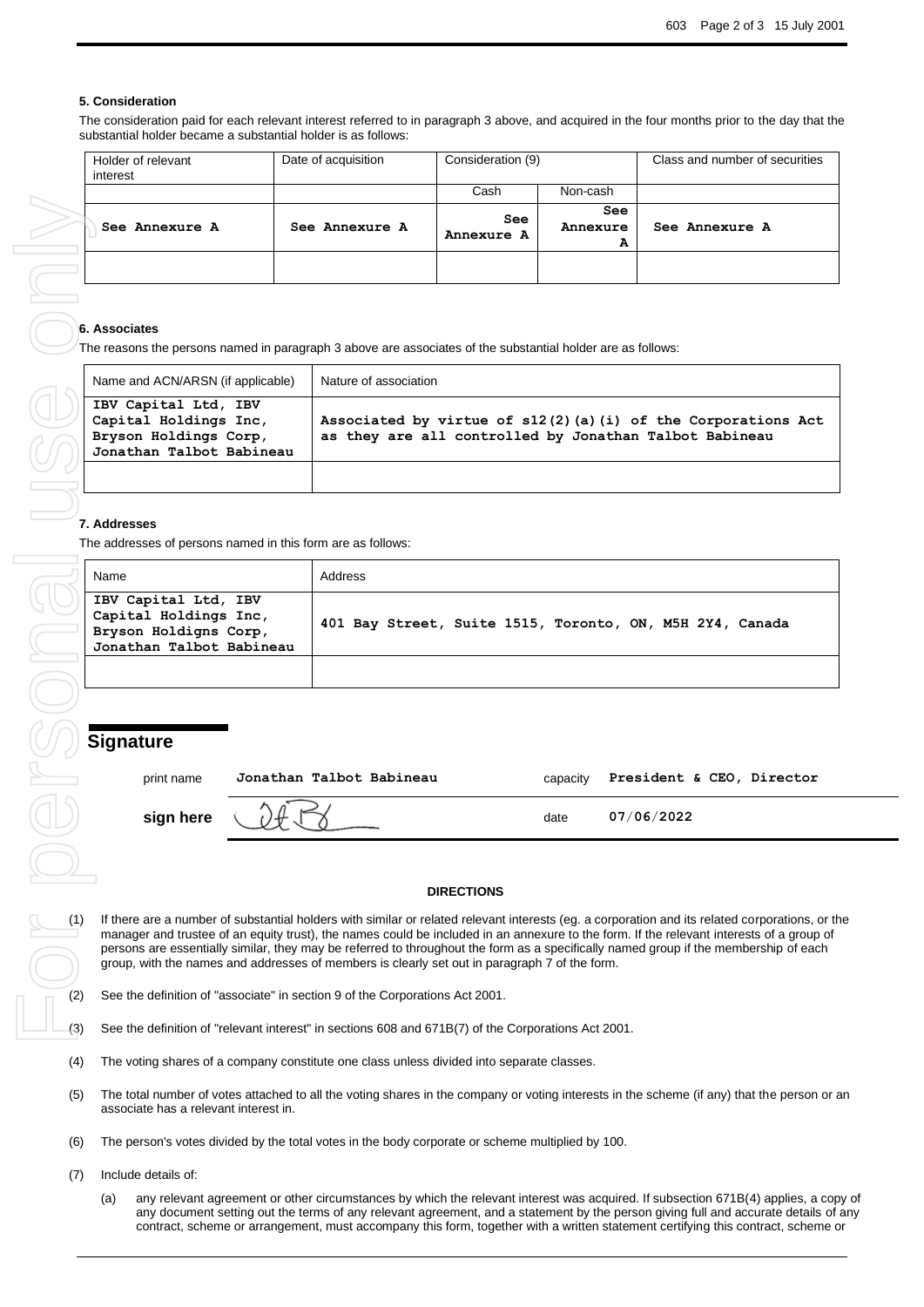### 5. Consideration

The consideration paid for each relevant interest referred to in paragraph 3 above, and acquired in the four months prior to the day that the substantial holder became a substantial holder is as follows:

| Holder of relevant interest | Date of acquisition | Consideration (9) | | Class and number of securities |
|---|---|---|---|---|
| | | Cash | Non-cash | |
| **See Annexure A** | **See Annexure A** | **See Annexure A** | **See Annexure A** | **See Annexure A** |
| | | | | |

### 6. Associates

The reasons the persons named in paragraph 3 above are associates of the substantial holder are as follows:

| Name and ACN/ARSN (if applicable) | Nature of association |
|---|---|
| **IBV Capital Ltd, IBV Capital Holdings Inc, Bryson Holdings Corp, Jonathan Talbot Babineau** | **Associated by virtue of s12(2)(a)(i) of the Corporations Act as they are all controlled by Jonathan Talbot Babineau** |
| | |

### 7. Addresses

The addresses of persons named in this form are as follows:

| Name | Address |
|---|---|
| **IBV Capital Ltd, IBV Capital Holdings Inc, Bryson Holdigns Corp, Jonathan Talbot Babineau** | **401 Bay Street, Suite 1515, Toronto, ON, M5H 2Y4, Canada** |
| | |

## Signature

print name **Jonathan Talbot Babineau** capacity **President & CEO, Director**

sign here date **07/06/2022**

#### DIRECTIONS

(1) If there are a number of substantial holders with similar or related relevant interests (eg. a corporation and its related corporations, or the manager and trustee of an equity trust), the names could be included in an annexure to the form. If the relevant interests of a group of persons are essentially similar, they may be referred to throughout the form as a specifically named group if the membership of each group, with the names and addresses of members is clearly set out in paragraph 7 of the form.

(2) See the definition of "associate" in section 9 of the Corporations Act 2001.

(3) See the definition of "relevant interest" in sections 608 and 671B(7) of the Corporations Act 2001.

(4) The voting shares of a company constitute one class unless divided into separate classes.

(5) The total number of votes attached to all the voting shares in the company or voting interests in the scheme (if any) that the person or an associate has a relevant interest in.

(6) The person's votes divided by the total votes in the body corporate or scheme multiplied by 100.

(7) Include details of:

(a) any relevant agreement or other circumstances by which the relevant interest was acquired. If subsection 671B(4) applies, a copy of any document setting out the terms of any relevant agreement, and a statement by the person giving full and accurate details of any contract, scheme or arrangement, must accompany this form, together with a written statement certifying this contract, scheme or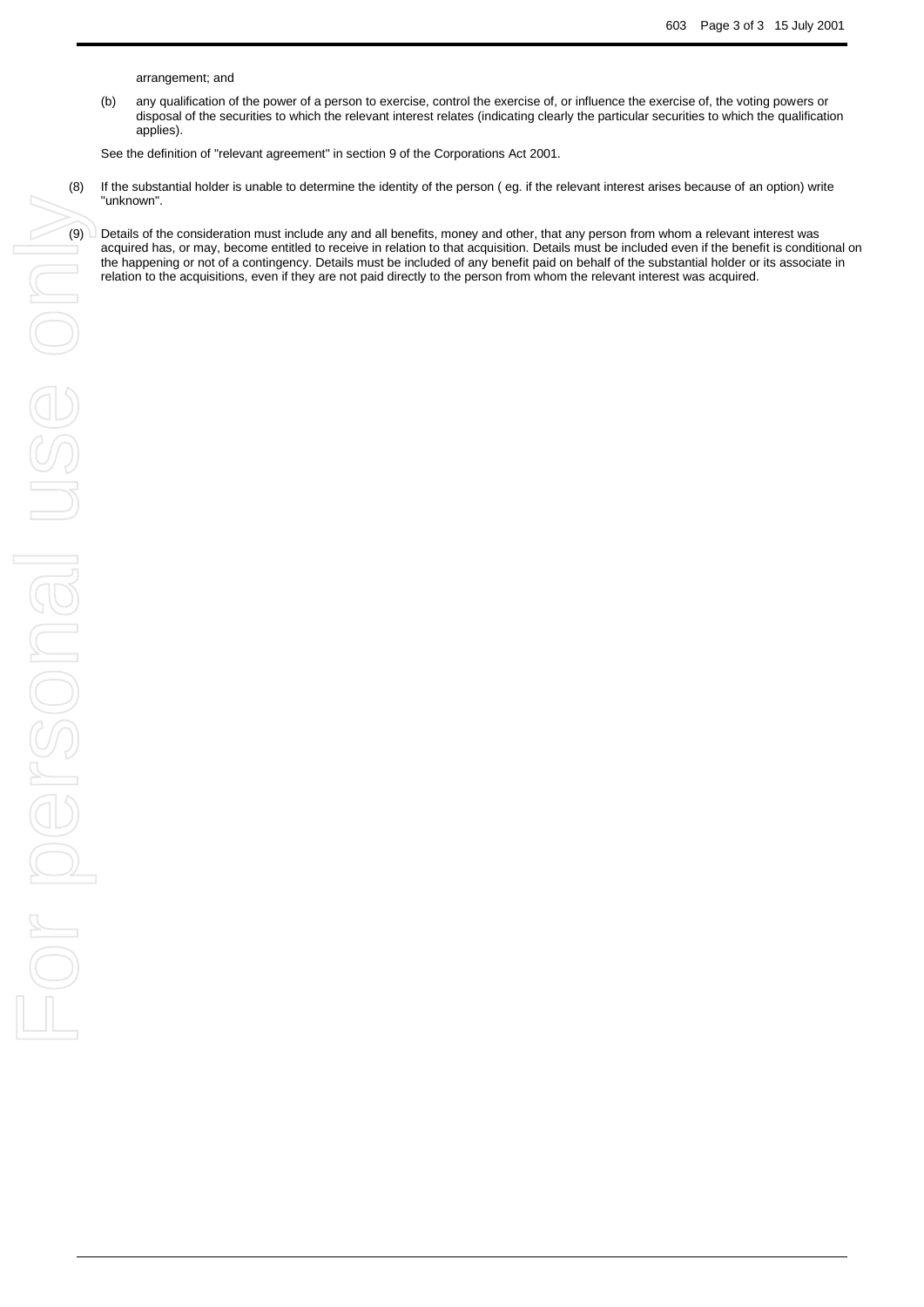arrangement; and

(b) any qualification of the power of a person to exercise, control the exercise of, or influence the exercise of, the voting powers or disposal of the securities to which the relevant interest relates (indicating clearly the particular securities to which the qualification applies).

See the definition of "relevant agreement" in section 9 of the Corporations Act 2001.

(8) If the substantial holder is unable to determine the identity of the person ( eg. if the relevant interest arises because of an option) write "unknown".

(9) Details of the consideration must include any and all benefits, money and other, that any person from whom a relevant interest was acquired has, or may, become entitled to receive in relation to that acquisition. Details must be included even if the benefit is conditional on the happening or not of a contingency. Details must be included of any benefit paid on behalf of the substantial holder or its associate in relation to the acquisitions, even if they are not paid directly to the person from whom the relevant interest was acquired.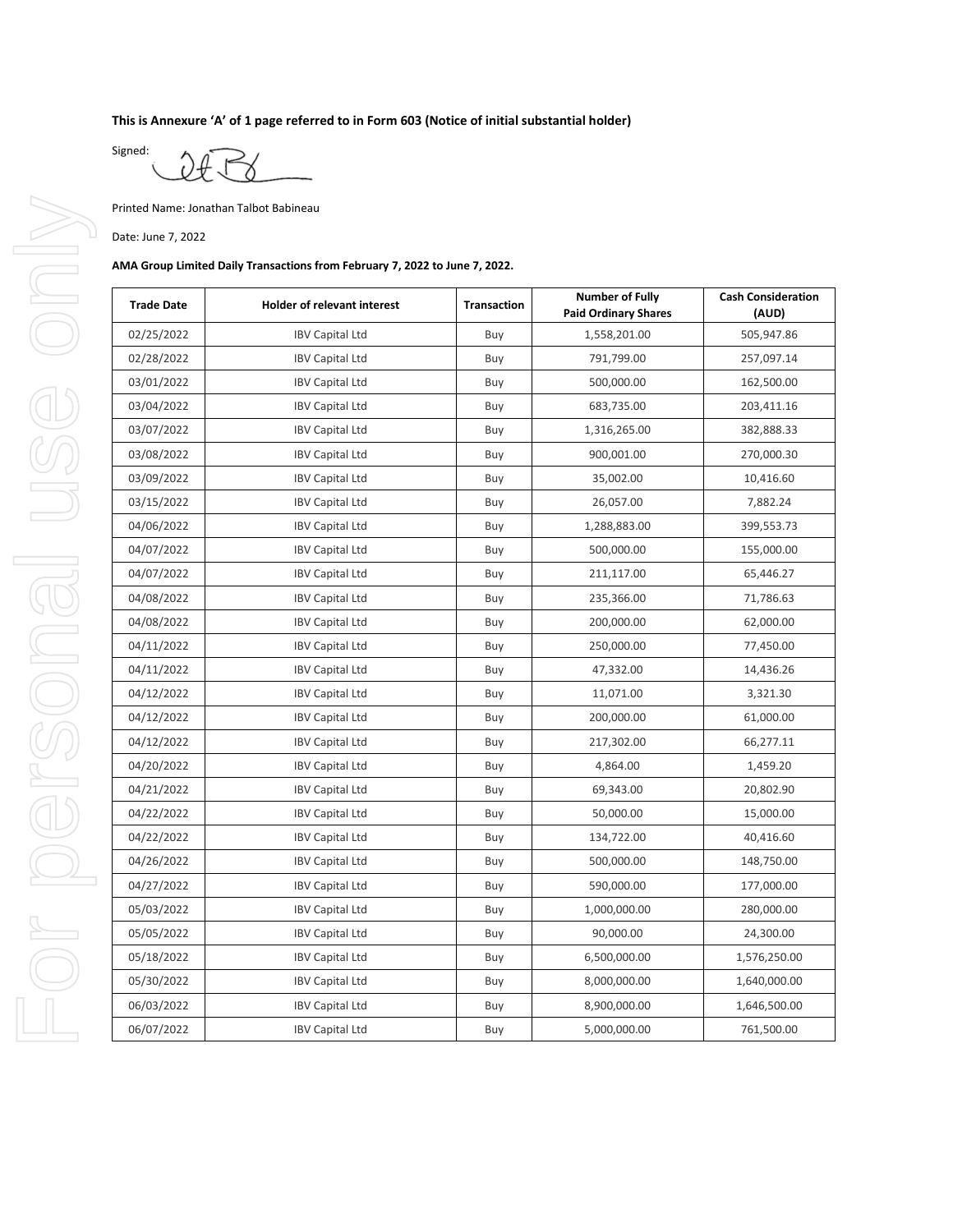**This is Annexure 'A' of 1 page referred to in Form 603 (Notice of initial substantial holder)**

Signed:

Printed Name: Jonathan Talbot Babineau

Date: June 7, 2022

**AMA Group Limited Daily Transactions from February 7, 2022 to June 7, 2022.**

| Trade Date | Holder of relevant interest | Transaction | Number of Fully Paid Ordinary Shares | Cash Consideration (AUD) |
|---|---|---|---|---|
| 02/25/2022 | IBV Capital Ltd | Buy | 1,558,201.00 | 505,947.86 |
| 02/28/2022 | IBV Capital Ltd | Buy | 791,799.00 | 257,097.14 |
| 03/01/2022 | IBV Capital Ltd | Buy | 500,000.00 | 162,500.00 |
| 03/04/2022 | IBV Capital Ltd | Buy | 683,735.00 | 203,411.16 |
| 03/07/2022 | IBV Capital Ltd | Buy | 1,316,265.00 | 382,888.33 |
| 03/08/2022 | IBV Capital Ltd | Buy | 900,001.00 | 270,000.30 |
| 03/09/2022 | IBV Capital Ltd | Buy | 35,002.00 | 10,416.60 |
| 03/15/2022 | IBV Capital Ltd | Buy | 26,057.00 | 7,882.24 |
| 04/06/2022 | IBV Capital Ltd | Buy | 1,288,883.00 | 399,553.73 |
| 04/07/2022 | IBV Capital Ltd | Buy | 500,000.00 | 155,000.00 |
| 04/07/2022 | IBV Capital Ltd | Buy | 211,117.00 | 65,446.27 |
| 04/08/2022 | IBV Capital Ltd | Buy | 235,366.00 | 71,786.63 |
| 04/08/2022 | IBV Capital Ltd | Buy | 200,000.00 | 62,000.00 |
| 04/11/2022 | IBV Capital Ltd | Buy | 250,000.00 | 77,450.00 |
| 04/11/2022 | IBV Capital Ltd | Buy | 47,332.00 | 14,436.26 |
| 04/12/2022 | IBV Capital Ltd | Buy | 11,071.00 | 3,321.30 |
| 04/12/2022 | IBV Capital Ltd | Buy | 200,000.00 | 61,000.00 |
| 04/12/2022 | IBV Capital Ltd | Buy | 217,302.00 | 66,277.11 |
| 04/20/2022 | IBV Capital Ltd | Buy | 4,864.00 | 1,459.20 |
| 04/21/2022 | IBV Capital Ltd | Buy | 69,343.00 | 20,802.90 |
| 04/22/2022 | IBV Capital Ltd | Buy | 50,000.00 | 15,000.00 |
| 04/22/2022 | IBV Capital Ltd | Buy | 134,722.00 | 40,416.60 |
| 04/26/2022 | IBV Capital Ltd | Buy | 500,000.00 | 148,750.00 |
| 04/27/2022 | IBV Capital Ltd | Buy | 590,000.00 | 177,000.00 |
| 05/03/2022 | IBV Capital Ltd | Buy | 1,000,000.00 | 280,000.00 |
| 05/05/2022 | IBV Capital Ltd | Buy | 90,000.00 | 24,300.00 |
| 05/18/2022 | IBV Capital Ltd | Buy | 6,500,000.00 | 1,576,250.00 |
| 05/30/2022 | IBV Capital Ltd | Buy | 8,000,000.00 | 1,640,000.00 |
| 06/03/2022 | IBV Capital Ltd | Buy | 8,900,000.00 | 1,646,500.00 |
| 06/07/2022 | IBV Capital Ltd | Buy | 5,000,000.00 | 761,500.00 |